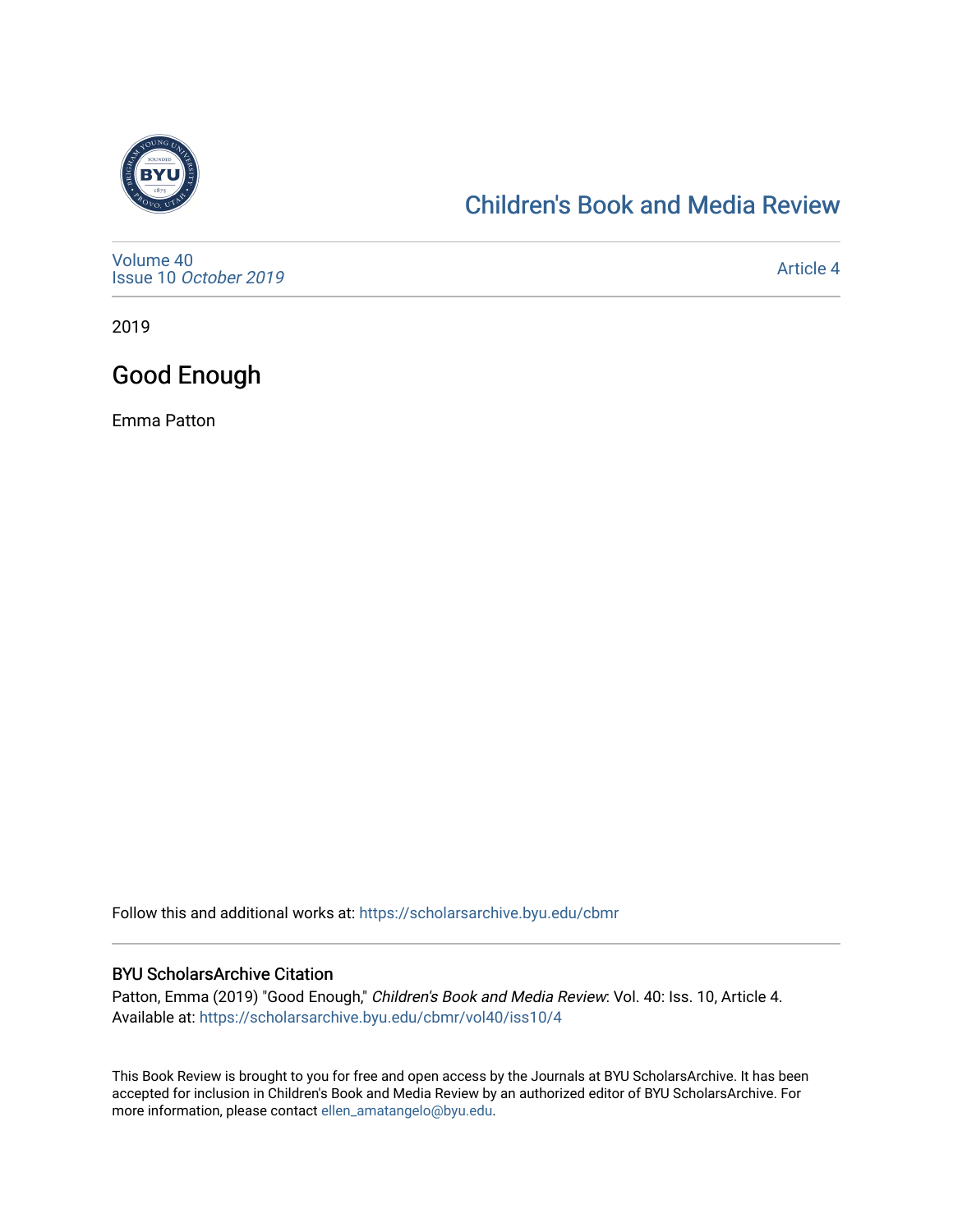Children's Book and Media Review

Volume 40
Issue 10 *October 2019*

Article 4

2019

# Good Enough

Emma Patton

Follow this and additional works at: https://scholarsarchive.byu.edu/cbmr

## BYU ScholarsArchive Citation

Patton, Emma (2019) "Good Enough," *Children's Book and Media Review*: Vol. 40: Iss. 10, Article 4.
Available at: https://scholarsarchive.byu.edu/cbmr/vol40/iss10/4

This Book Review is brought to you for free and open access by the Journals at BYU ScholarsArchive. It has been accepted for inclusion in Children's Book and Media Review by an authorized editor of BYU ScholarsArchive. For more information, please contact ellen_amatangelo@byu.edu.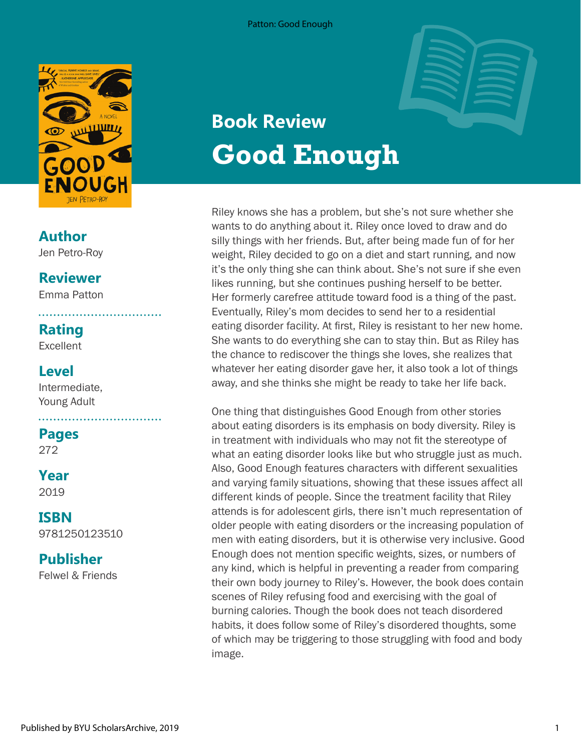# Book Review

## Good Enough

### Author
Jen Petro-Roy

### Reviewer
Emma Patton

### Rating
Excellent

### Level
Intermediate, Young Adult

### Pages
272

### Year
2019

### ISBN
9781250123510

### Publisher
Felwel & Friends

Riley knows she has a problem, but she's not sure whether she wants to do anything about it. Riley once loved to draw and do silly things with her friends. But, after being made fun of for her weight, Riley decided to go on a diet and start running, and now it's the only thing she can think about. She's not sure if she even likes running, but she continues pushing herself to be better. Her formerly carefree attitude toward food is a thing of the past. Eventually, Riley's mom decides to send her to a residential eating disorder facility. At first, Riley is resistant to her new home. She wants to do everything she can to stay thin. But as Riley has the chance to rediscover the things she loves, she realizes that whatever her eating disorder gave her, it also took a lot of things away, and she thinks she might be ready to take her life back.

One thing that distinguishes Good Enough from other stories about eating disorders is its emphasis on body diversity. Riley is in treatment with individuals who may not fit the stereotype of what an eating disorder looks like but who struggle just as much. Also, Good Enough features characters with different sexualities and varying family situations, showing that these issues affect all different kinds of people. Since the treatment facility that Riley attends is for adolescent girls, there isn't much representation of older people with eating disorders or the increasing population of men with eating disorders, but it is otherwise very inclusive. Good Enough does not mention specific weights, sizes, or numbers of any kind, which is helpful in preventing a reader from comparing their own body journey to Riley's. However, the book does contain scenes of Riley refusing food and exercising with the goal of burning calories. Though the book does not teach disordered habits, it does follow some of Riley's disordered thoughts, some of which may be triggering to those struggling with food and body image.